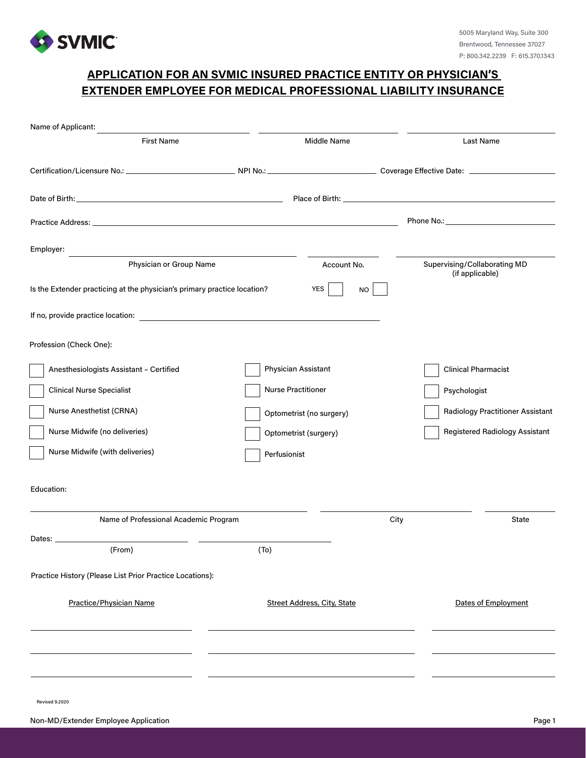SVMIC

5005 Maryland Way, Suite 300
Brentwood, Tennessee 37027
P: 800.342.2239 F: 615.370.1343

## APPLICATION FOR AN SVMIC INSURED PRACTICE ENTITY OR PHYSICIAN'S EXTENDER EMPLOYEE FOR MEDICAL PROFESSIONAL LIABILITY INSURANCE

Name of Applicant: ______________________ ______________________ ______________________
First Name | Middle Name | Last Name

Certification/Licensure No.: ______________ NPI No.: ______________ Coverage Effective Date: ______________

Date of Birth: ______________________ Place of Birth: ______________________

Practice Address: ______________________________ Phone No.: ______________

Employer: ______________________ ______________ ______________________
Physician or Group Name | Account No. | Supervising/Collaborating MD (if applicable)

Is the Extender practicing at the physician's primary practice location? YES ☐ NO ☐

If no, provide practice location: ______________________

Profession (Check One):

- ☐ Anesthesiologists Assistant – Certified
- ☐ Clinical Nurse Specialist
- ☐ Nurse Anesthetist (CRNA)
- ☐ Nurse Midwife (no deliveries)
- ☐ Nurse Midwife (with deliveries)
- ☐ Physician Assistant
- ☐ Nurse Practitioner
- ☐ Optometrist (no surgery)
- ☐ Optometrist (surgery)
- ☐ Perfusionist
- ☐ Clinical Pharmacist
- ☐ Psychologist
- ☐ Radiology Practitioner Assistant
- ☐ Registered Radiology Assistant

Education:

______________________ ______________ ______________
Name of Professional Academic Program | City | State

Dates: ______________ ______________
(From) | (To)

Practice History (Please List Prior Practice Locations):

| Practice/Physician Name | Street Address, City, State | Dates of Employment |
|---|---|---|
| | | |
| | | |
| | | |

Revised 9.2020

Non-MD/Extender Employee Application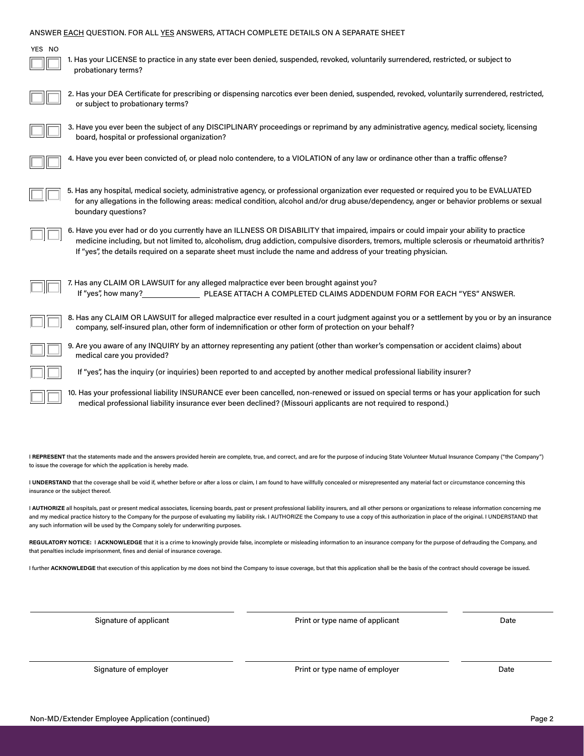ANSWER EACH QUESTION. FOR ALL YES ANSWERS, ATTACH COMPLETE DETAILS ON A SEPARATE SHEET

| YES | NO | |
|---|---|---|
| ☐ | ☐ | 1. Has your LICENSE to practice in any state ever been denied, suspended, revoked, voluntarily surrendered, restricted, or subject to probationary terms? |
| ☐ | ☐ | 2. Has your DEA Certificate for prescribing or dispensing narcotics ever been denied, suspended, revoked, voluntarily surrendered, restricted, or subject to probationary terms? |
| ☐ | ☐ | 3. Have you ever been the subject of any DISCIPLINARY proceedings or reprimand by any administrative agency, medical society, licensing board, hospital or professional organization? |
| ☐ | ☐ | 4. Have you ever been convicted of, or plead nolo contendere, to a VIOLATION of any law or ordinance other than a traffic offense? |
| ☐ | ☐ | 5. Has any hospital, medical society, administrative agency, or professional organization ever requested or required you to be EVALUATED for any allegations in the following areas: medical condition, alcohol and/or drug abuse/dependency, anger or behavior problems or sexual boundary questions? |
| ☐ | ☐ | 6. Have you ever had or do you currently have an ILLNESS OR DISABILITY that impaired, impairs or could impair your ability to practice medicine including, but not limited to, alcoholism, drug addiction, compulsive disorders, tremors, multiple sclerosis or rheumatoid arthritis? If "yes", the details required on a separate sheet must include the name and address of your treating physician. |
| ☐ | ☐ | 7. Has any CLAIM OR LAWSUIT for any alleged malpractice ever been brought against you? If "yes", how many?\_\_\_\_\_\_\_\_\_\_ PLEASE ATTACH A COMPLETED CLAIMS ADDENDUM FORM FOR EACH "YES" ANSWER. |
| ☐ | ☐ | 8. Has any CLAIM OR LAWSUIT for alleged malpractice ever resulted in a court judgment against you or a settlement by you or by an insurance company, self-insured plan, other form of indemnification or other form of protection on your behalf? |
| ☐ | ☐ | 9. Are you aware of any INQUIRY by an attorney representing any patient (other than worker's compensation or accident claims) about medical care you provided? |
| ☐ | ☐ | If "yes", has the inquiry (or inquiries) been reported to and accepted by another medical professional liability insurer? |
| ☐ | ☐ | 10. Has your professional liability INSURANCE ever been cancelled, non-renewed or issued on special terms or has your application for such medical professional liability insurance ever been declined? (Missouri applicants are not required to respond.) |

I **REPRESENT** that the statements made and the answers provided herein are complete, true, and correct, and are for the purpose of inducing State Volunteer Mutual Insurance Company ("the Company") to issue the coverage for which the application is hereby made.

I **UNDERSTAND** that the coverage shall be void if, whether before or after a loss or claim, I am found to have willfully concealed or misrepresented any material fact or circumstance concerning this insurance or the subject thereof.

I **AUTHORIZE** all hospitals, past or present medical associates, licensing boards, past or present professional liability insurers, and all other persons or organizations to release information concerning me and my medical practice history to the Company for the purpose of evaluating my liability risk. I AUTHORIZE the Company to use a copy of this authorization in place of the original. I UNDERSTAND that any such information will be used by the Company solely for underwriting purposes.

**REGULATORY NOTICE:** I **ACKNOWLEDGE** that it is a crime to knowingly provide false, incomplete or misleading information to an insurance company for the purpose of defrauding the Company, and that penalties include imprisonment, fines and denial of insurance coverage.

I further **ACKNOWLEDGE** that execution of this application by me does not bind the Company to issue coverage, but that this application shall be the basis of the contract should coverage be issued.

| \_\_\_\_\_\_\_\_\_\_\_\_\_\_\_\_\_\_\_\_ | \_\_\_\_\_\_\_\_\_\_\_\_\_\_\_\_\_\_\_\_ | \_\_\_\_\_\_\_\_\_\_ |
|---|---|---|
| Signature of applicant | Print or type name of applicant | Date |

| \_\_\_\_\_\_\_\_\_\_\_\_\_\_\_\_\_\_\_\_ | \_\_\_\_\_\_\_\_\_\_\_\_\_\_\_\_\_\_\_\_ | \_\_\_\_\_\_\_\_\_\_ |
|---|---|---|
| Signature of employer | Print or type name of employer | Date |

Non-MD/Extender Employee Application (continued)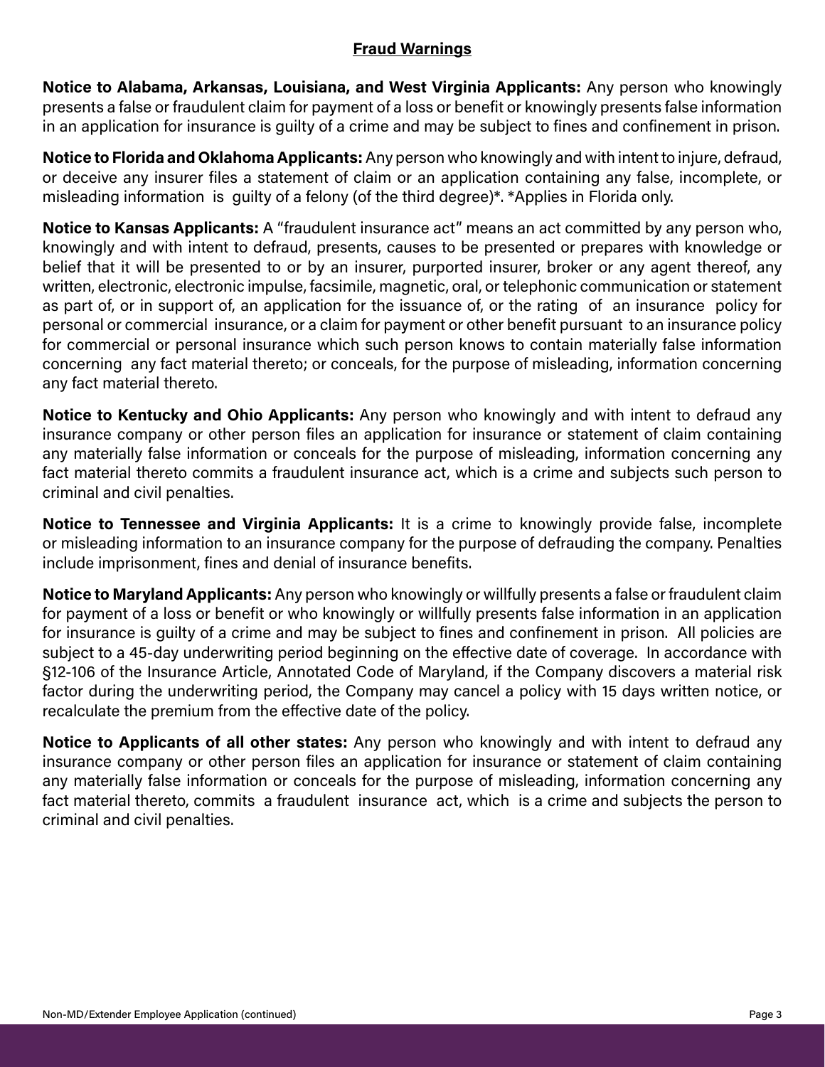## Fraud Warnings

**Notice to Alabama, Arkansas, Louisiana, and West Virginia Applicants:** Any person who knowingly presents a false or fraudulent claim for payment of a loss or benefit or knowingly presents false information in an application for insurance is guilty of a crime and may be subject to fines and confinement in prison.

**Notice to Florida and Oklahoma Applicants:** Any person who knowingly and with intent to injure, defraud, or deceive any insurer files a statement of claim or an application containing any false, incomplete, or misleading information is guilty of a felony (of the third degree)*. *Applies in Florida only.

**Notice to Kansas Applicants:** A "fraudulent insurance act" means an act committed by any person who, knowingly and with intent to defraud, presents, causes to be presented or prepares with knowledge or belief that it will be presented to or by an insurer, purported insurer, broker or any agent thereof, any written, electronic, electronic impulse, facsimile, magnetic, oral, or telephonic communication or statement as part of, or in support of, an application for the issuance of, or the rating of an insurance policy for personal or commercial insurance, or a claim for payment or other benefit pursuant to an insurance policy for commercial or personal insurance which such person knows to contain materially false information concerning any fact material thereto; or conceals, for the purpose of misleading, information concerning any fact material thereto.

**Notice to Kentucky and Ohio Applicants:** Any person who knowingly and with intent to defraud any insurance company or other person files an application for insurance or statement of claim containing any materially false information or conceals for the purpose of misleading, information concerning any fact material thereto commits a fraudulent insurance act, which is a crime and subjects such person to criminal and civil penalties.

**Notice to Tennessee and Virginia Applicants:** It is a crime to knowingly provide false, incomplete or misleading information to an insurance company for the purpose of defrauding the company. Penalties include imprisonment, fines and denial of insurance benefits.

**Notice to Maryland Applicants:** Any person who knowingly or willfully presents a false or fraudulent claim for payment of a loss or benefit or who knowingly or willfully presents false information in an application for insurance is guilty of a crime and may be subject to fines and confinement in prison. All policies are subject to a 45-day underwriting period beginning on the effective date of coverage. In accordance with §12-106 of the Insurance Article, Annotated Code of Maryland, if the Company discovers a material risk factor during the underwriting period, the Company may cancel a policy with 15 days written notice, or recalculate the premium from the effective date of the policy.

**Notice to Applicants of all other states:** Any person who knowingly and with intent to defraud any insurance company or other person files an application for insurance or statement of claim containing any materially false information or conceals for the purpose of misleading, information concerning any fact material thereto, commits a fraudulent insurance act, which is a crime and subjects the person to criminal and civil penalties.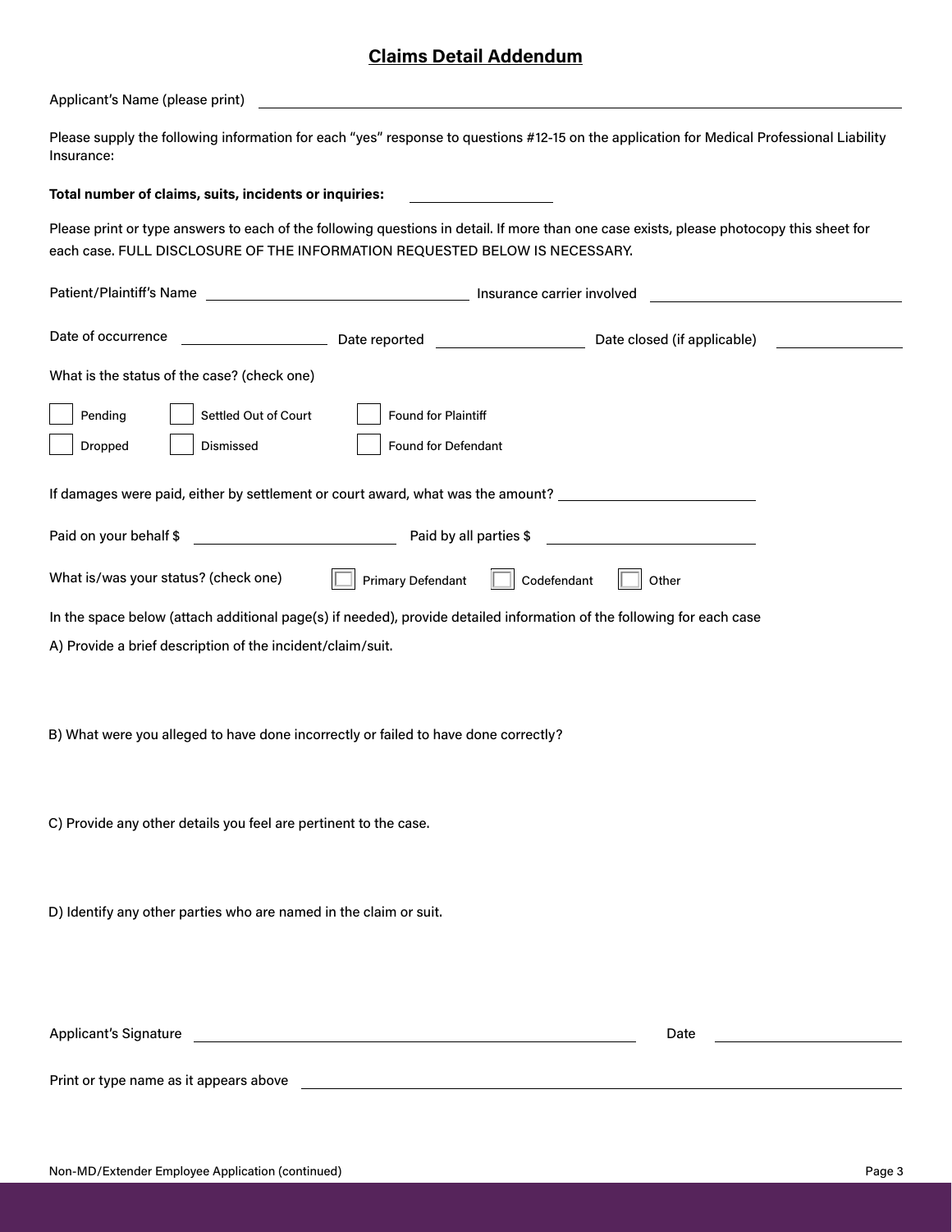## Claims Detail Addendum

Applicant's Name (please print) ______________________________

Please supply the following information for each "yes" response to questions #12-15 on the application for Medical Professional Liability Insurance:

**Total number of claims, suits, incidents or inquiries:** ______________

Please print or type answers to each of the following questions in detail. If more than one case exists, please photocopy this sheet for each case. FULL DISCLOSURE OF THE INFORMATION REQUESTED BELOW IS NECESSARY.

Patient/Plaintiff's Name ______________________ Insurance carrier involved ______________________

Date of occurrence ______________ Date reported ______________ Date closed (if applicable) ______________

What is the status of the case? (check one)

- ☐ Pending
- ☐ Settled Out of Court
- ☐ Found for Plaintiff
- ☐ Dropped
- ☐ Dismissed
- ☐ Found for Defendant

If damages were paid, either by settlement or court award, what was the amount? ______________

Paid on your behalf $ ______________ Paid by all parties $ ______________

What is/was your status? (check one) ☐ Primary Defendant ☐ Codefendant ☐ Other

In the space below (attach additional page(s) if needed), provide detailed information of the following for each case

A) Provide a brief description of the incident/claim/suit.

B) What were you alleged to have done incorrectly or failed to have done correctly?

C) Provide any other details you feel are pertinent to the case.

D) Identify any other parties who are named in the claim or suit.

Applicant's Signature ______________________________ Date ______________

Print or type name as it appears above ______________________________

Non-MD/Extender Employee Application (continued)